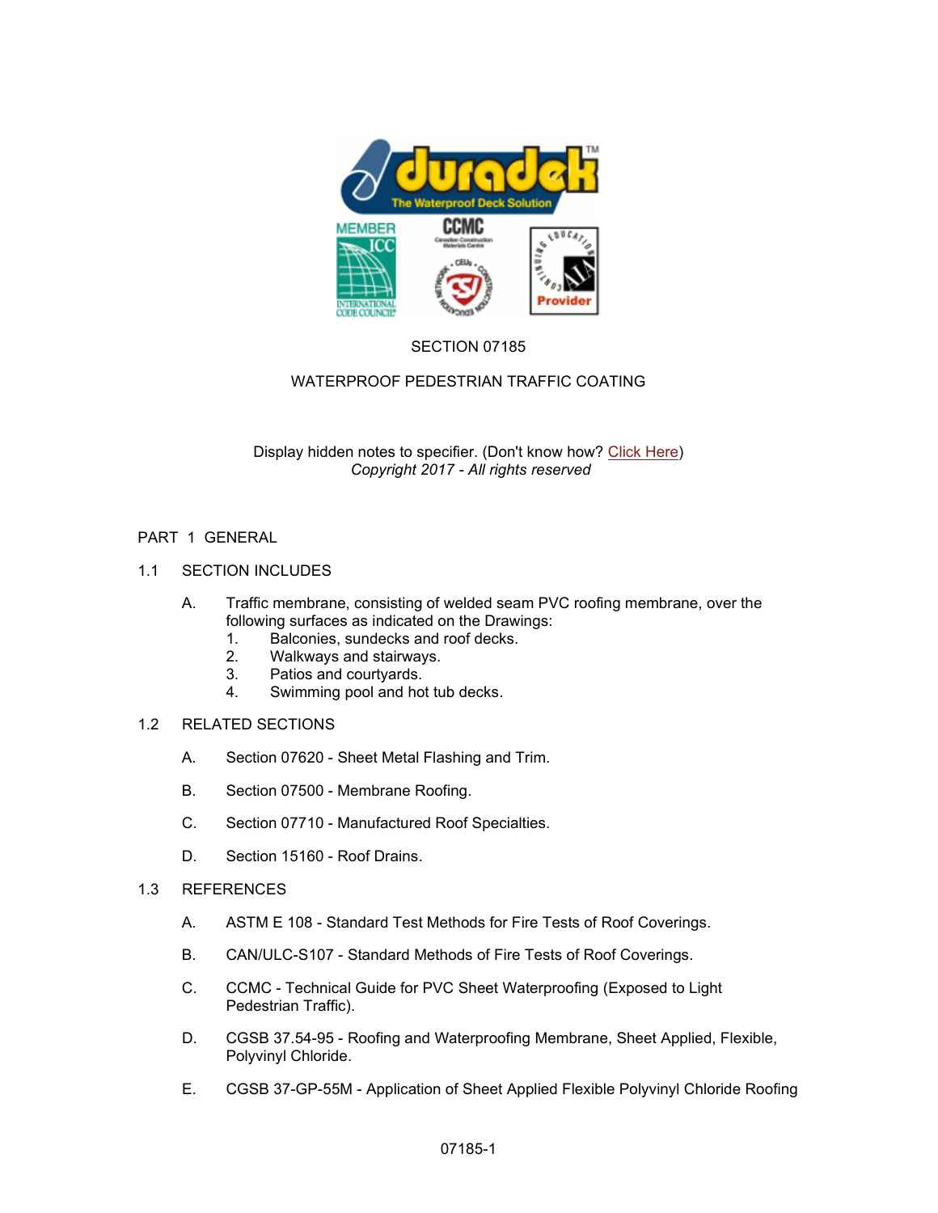SECTION 07185

WATERPROOF PEDESTRIAN TRAFFIC COATING

Display hidden notes to specifier. (Don't know how? Click Here)
*Copyright 2017 - All rights reserved*

# PART 1 GENERAL

## 1.1 SECTION INCLUDES

A. Traffic membrane, consisting of welded seam PVC roofing membrane, over the following surfaces as indicated on the Drawings:
   1. Balconies, sundecks and roof decks.
   2. Walkways and stairways.
   3. Patios and courtyards.
   4. Swimming pool and hot tub decks.

## 1.2 RELATED SECTIONS

A. Section 07620 - Sheet Metal Flashing and Trim.

B. Section 07500 - Membrane Roofing.

C. Section 07710 - Manufactured Roof Specialties.

D. Section 15160 - Roof Drains.

## 1.3 REFERENCES

A. ASTM E 108 - Standard Test Methods for Fire Tests of Roof Coverings.

B. CAN/ULC-S107 - Standard Methods of Fire Tests of Roof Coverings.

C. CCMC - Technical Guide for PVC Sheet Waterproofing (Exposed to Light Pedestrian Traffic).

D. CGSB 37.54-95 - Roofing and Waterproofing Membrane, Sheet Applied, Flexible, Polyvinyl Chloride.

E. CGSB 37-GP-55M - Application of Sheet Applied Flexible Polyvinyl Chloride Roofing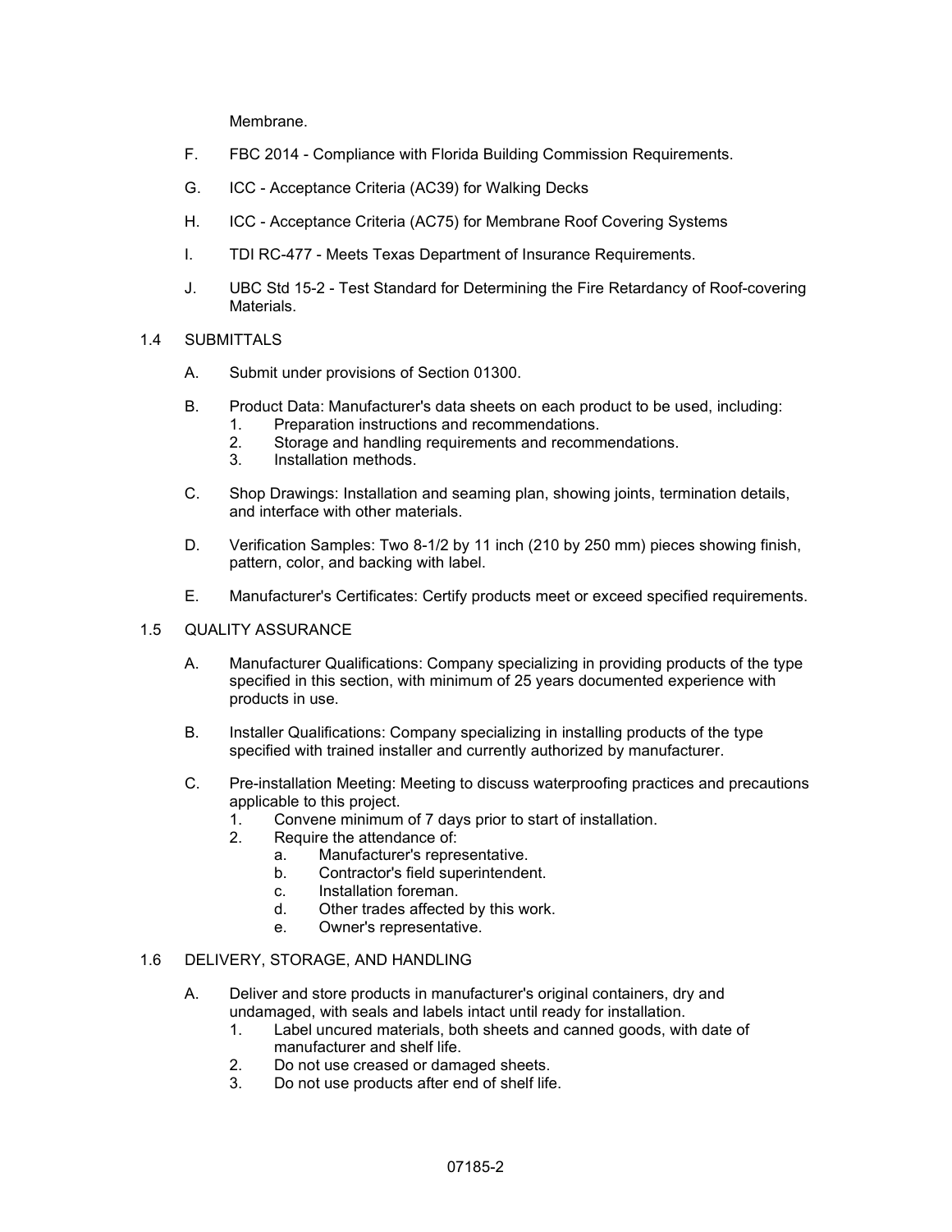Membrane.

F. FBC 2014 - Compliance with Florida Building Commission Requirements.

G. ICC - Acceptance Criteria (AC39) for Walking Decks

H. ICC - Acceptance Criteria (AC75) for Membrane Roof Covering Systems

I. TDI RC-477 - Meets Texas Department of Insurance Requirements.

J. UBC Std 15-2 - Test Standard for Determining the Fire Retardancy of Roof-covering Materials.

## 1.4 SUBMITTALS

A. Submit under provisions of Section 01300.

B. Product Data: Manufacturer's data sheets on each product to be used, including:
   1. Preparation instructions and recommendations.
   2. Storage and handling requirements and recommendations.
   3. Installation methods.

C. Shop Drawings: Installation and seaming plan, showing joints, termination details, and interface with other materials.

D. Verification Samples: Two 8-1/2 by 11 inch (210 by 250 mm) pieces showing finish, pattern, color, and backing with label.

E. Manufacturer's Certificates: Certify products meet or exceed specified requirements.

## 1.5 QUALITY ASSURANCE

A. Manufacturer Qualifications: Company specializing in providing products of the type specified in this section, with minimum of 25 years documented experience with products in use.

B. Installer Qualifications: Company specializing in installing products of the type specified with trained installer and currently authorized by manufacturer.

C. Pre-installation Meeting: Meeting to discuss waterproofing practices and precautions applicable to this project.
   1. Convene minimum of 7 days prior to start of installation.
   2. Require the attendance of:
      a. Manufacturer's representative.
      b. Contractor's field superintendent.
      c. Installation foreman.
      d. Other trades affected by this work.
      e. Owner's representative.

## 1.6 DELIVERY, STORAGE, AND HANDLING

A. Deliver and store products in manufacturer's original containers, dry and undamaged, with seals and labels intact until ready for installation.
   1. Label uncured materials, both sheets and canned goods, with date of manufacturer and shelf life.
   2. Do not use creased or damaged sheets.
   3. Do not use products after end of shelf life.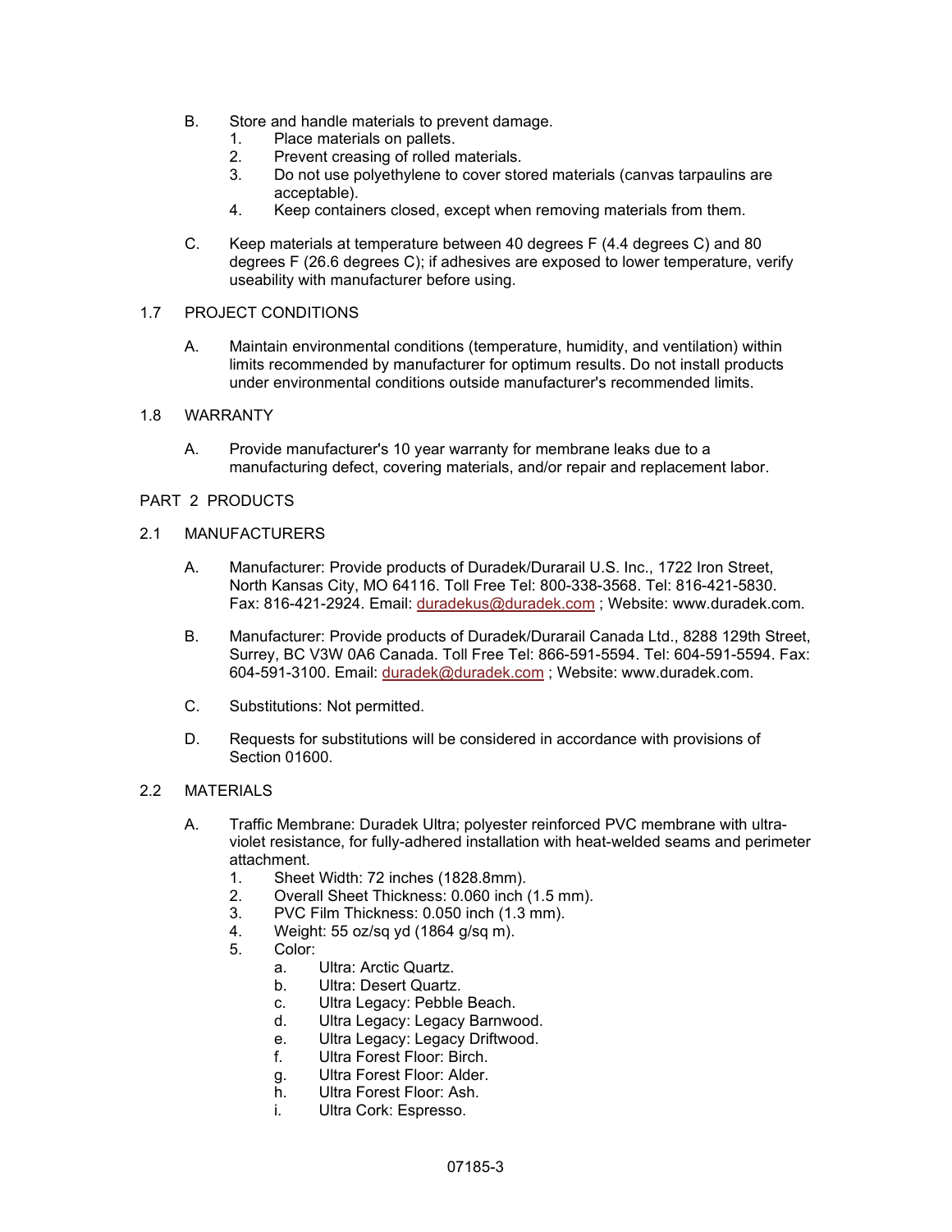B. Store and handle materials to prevent damage.
   1. Place materials on pallets.
   2. Prevent creasing of rolled materials.
   3. Do not use polyethylene to cover stored materials (canvas tarpaulins are acceptable).
   4. Keep containers closed, except when removing materials from them.

C. Keep materials at temperature between 40 degrees F (4.4 degrees C) and 80 degrees F (26.6 degrees C); if adhesives are exposed to lower temperature, verify useability with manufacturer before using.

## 1.7 PROJECT CONDITIONS

A. Maintain environmental conditions (temperature, humidity, and ventilation) within limits recommended by manufacturer for optimum results. Do not install products under environmental conditions outside manufacturer's recommended limits.

## 1.8 WARRANTY

A. Provide manufacturer's 10 year warranty for membrane leaks due to a manufacturing defect, covering materials, and/or repair and replacement labor.

# PART 2 PRODUCTS

## 2.1 MANUFACTURERS

A. Manufacturer: Provide products of Duradek/Durarail U.S. Inc., 1722 Iron Street, North Kansas City, MO 64116. Toll Free Tel: 800-338-3568. Tel: 816-421-5830. Fax: 816-421-2924. Email: duradekus@duradek.com ; Website: www.duradek.com.

B. Manufacturer: Provide products of Duradek/Durarail Canada Ltd., 8288 129th Street, Surrey, BC V3W 0A6 Canada. Toll Free Tel: 866-591-5594. Tel: 604-591-5594. Fax: 604-591-3100. Email: duradek@duradek.com ; Website: www.duradek.com.

C. Substitutions: Not permitted.

D. Requests for substitutions will be considered in accordance with provisions of Section 01600.

## 2.2 MATERIALS

A. Traffic Membrane: Duradek Ultra; polyester reinforced PVC membrane with ultra-violet resistance, for fully-adhered installation with heat-welded seams and perimeter attachment.
   1. Sheet Width: 72 inches (1828.8mm).
   2. Overall Sheet Thickness: 0.060 inch (1.5 mm).
   3. PVC Film Thickness: 0.050 inch (1.3 mm).
   4. Weight: 55 oz/sq yd (1864 g/sq m).
   5. Color:
      a. Ultra: Arctic Quartz.
      b. Ultra: Desert Quartz.
      c. Ultra Legacy: Pebble Beach.
      d. Ultra Legacy: Legacy Barnwood.
      e. Ultra Legacy: Legacy Driftwood.
      f. Ultra Forest Floor: Birch.
      g. Ultra Forest Floor: Alder.
      h. Ultra Forest Floor: Ash.
      i. Ultra Cork: Espresso.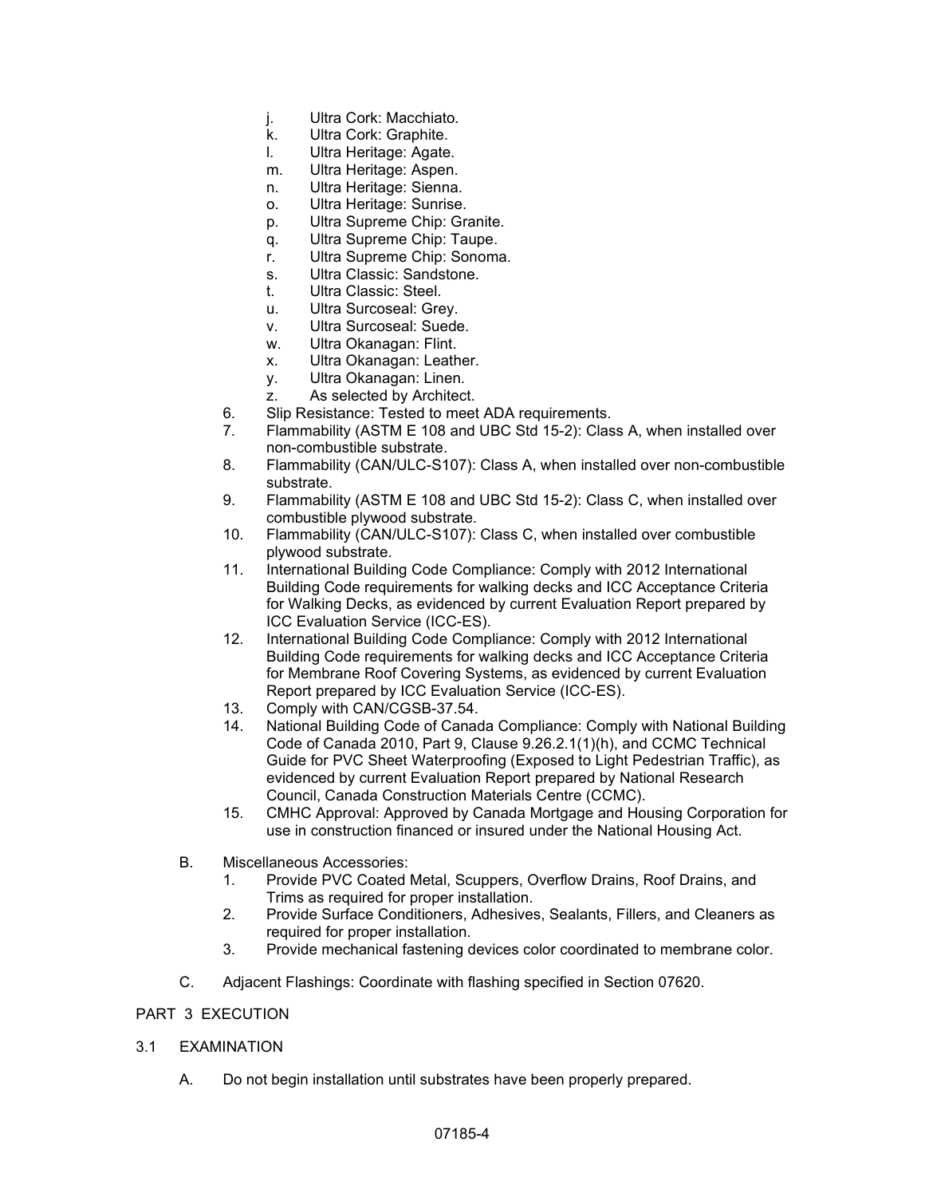j. Ultra Cork: Macchiato.
k. Ultra Cork: Graphite.
l. Ultra Heritage: Agate.
m. Ultra Heritage: Aspen.
n. Ultra Heritage: Sienna.
o. Ultra Heritage: Sunrise.
p. Ultra Supreme Chip: Granite.
q. Ultra Supreme Chip: Taupe.
r. Ultra Supreme Chip: Sonoma.
s. Ultra Classic: Sandstone.
t. Ultra Classic: Steel.
u. Ultra Surcoseal: Grey.
v. Ultra Surcoseal: Suede.
w. Ultra Okanagan: Flint.
x. Ultra Okanagan: Leather.
y. Ultra Okanagan: Linen.
z. As selected by Architect.

6. Slip Resistance: Tested to meet ADA requirements.
7. Flammability (ASTM E 108 and UBC Std 15-2): Class A, when installed over non-combustible substrate.
8. Flammability (CAN/ULC-S107): Class A, when installed over non-combustible substrate.
9. Flammability (ASTM E 108 and UBC Std 15-2): Class C, when installed over combustible plywood substrate.
10. Flammability (CAN/ULC-S107): Class C, when installed over combustible plywood substrate.
11. International Building Code Compliance: Comply with 2012 International Building Code requirements for walking decks and ICC Acceptance Criteria for Walking Decks, as evidenced by current Evaluation Report prepared by ICC Evaluation Service (ICC-ES).
12. International Building Code Compliance: Comply with 2012 International Building Code requirements for walking decks and ICC Acceptance Criteria for Membrane Roof Covering Systems, as evidenced by current Evaluation Report prepared by ICC Evaluation Service (ICC-ES).
13. Comply with CAN/CGSB-37.54.
14. National Building Code of Canada Compliance: Comply with National Building Code of Canada 2010, Part 9, Clause 9.26.2.1(1)(h), and CCMC Technical Guide for PVC Sheet Waterproofing (Exposed to Light Pedestrian Traffic), as evidenced by current Evaluation Report prepared by National Research Council, Canada Construction Materials Centre (CCMC).
15. CMHC Approval: Approved by Canada Mortgage and Housing Corporation for use in construction financed or insured under the National Housing Act.

B. Miscellaneous Accessories:
   1. Provide PVC Coated Metal, Scuppers, Overflow Drains, Roof Drains, and Trims as required for proper installation.
   2. Provide Surface Conditioners, Adhesives, Sealants, Fillers, and Cleaners as required for proper installation.
   3. Provide mechanical fastening devices color coordinated to membrane color.

C. Adjacent Flashings: Coordinate with flashing specified in Section 07620.

## PART 3 EXECUTION

### 3.1 EXAMINATION

A. Do not begin installation until substrates have been properly prepared.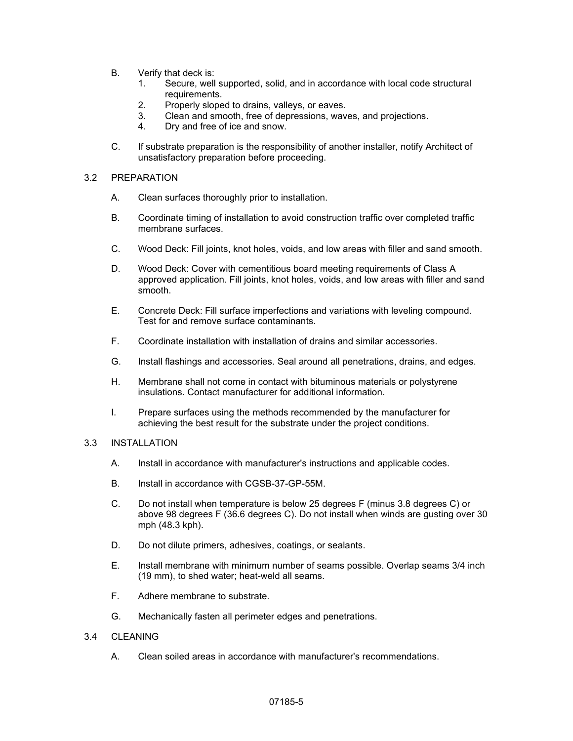B. Verify that deck is:
   1. Secure, well supported, solid, and in accordance with local code structural requirements.
   2. Properly sloped to drains, valleys, or eaves.
   3. Clean and smooth, free of depressions, waves, and projections.
   4. Dry and free of ice and snow.

C. If substrate preparation is the responsibility of another installer, notify Architect of unsatisfactory preparation before proceeding.

## 3.2 PREPARATION

A. Clean surfaces thoroughly prior to installation.

B. Coordinate timing of installation to avoid construction traffic over completed traffic membrane surfaces.

C. Wood Deck: Fill joints, knot holes, voids, and low areas with filler and sand smooth.

D. Wood Deck: Cover with cementitious board meeting requirements of Class A approved application. Fill joints, knot holes, voids, and low areas with filler and sand smooth.

E. Concrete Deck: Fill surface imperfections and variations with leveling compound. Test for and remove surface contaminants.

F. Coordinate installation with installation of drains and similar accessories.

G. Install flashings and accessories. Seal around all penetrations, drains, and edges.

H. Membrane shall not come in contact with bituminous materials or polystyrene insulations. Contact manufacturer for additional information.

I. Prepare surfaces using the methods recommended by the manufacturer for achieving the best result for the substrate under the project conditions.

## 3.3 INSTALLATION

A. Install in accordance with manufacturer's instructions and applicable codes.

B. Install in accordance with CGSB-37-GP-55M.

C. Do not install when temperature is below 25 degrees F (minus 3.8 degrees C) or above 98 degrees F (36.6 degrees C). Do not install when winds are gusting over 30 mph (48.3 kph).

D. Do not dilute primers, adhesives, coatings, or sealants.

E. Install membrane with minimum number of seams possible. Overlap seams 3/4 inch (19 mm), to shed water; heat-weld all seams.

F. Adhere membrane to substrate.

G. Mechanically fasten all perimeter edges and penetrations.

## 3.4 CLEANING

A. Clean soiled areas in accordance with manufacturer's recommendations.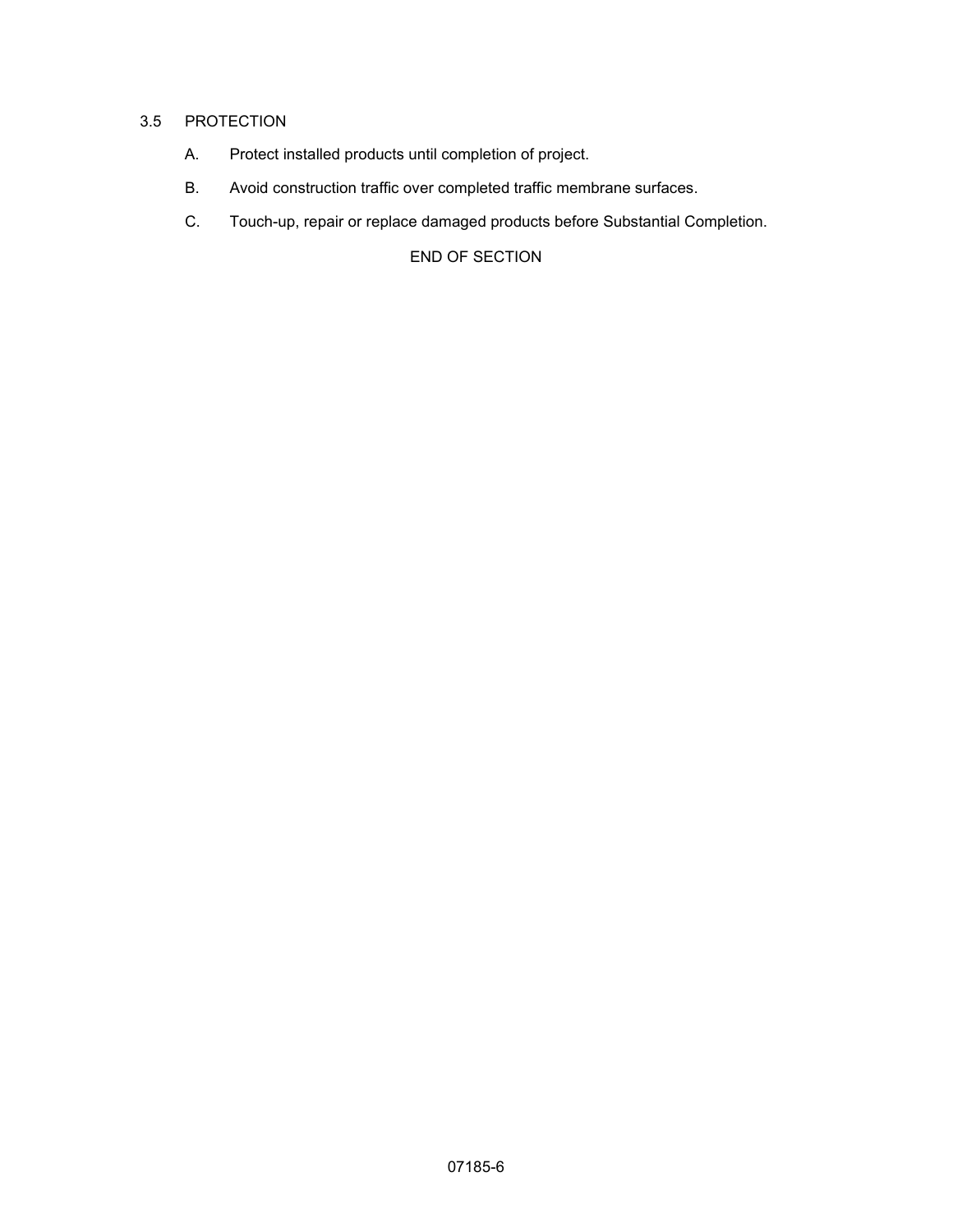## 3.5 PROTECTION

A. Protect installed products until completion of project.

B. Avoid construction traffic over completed traffic membrane surfaces.

C. Touch-up, repair or replace damaged products before Substantial Completion.

END OF SECTION